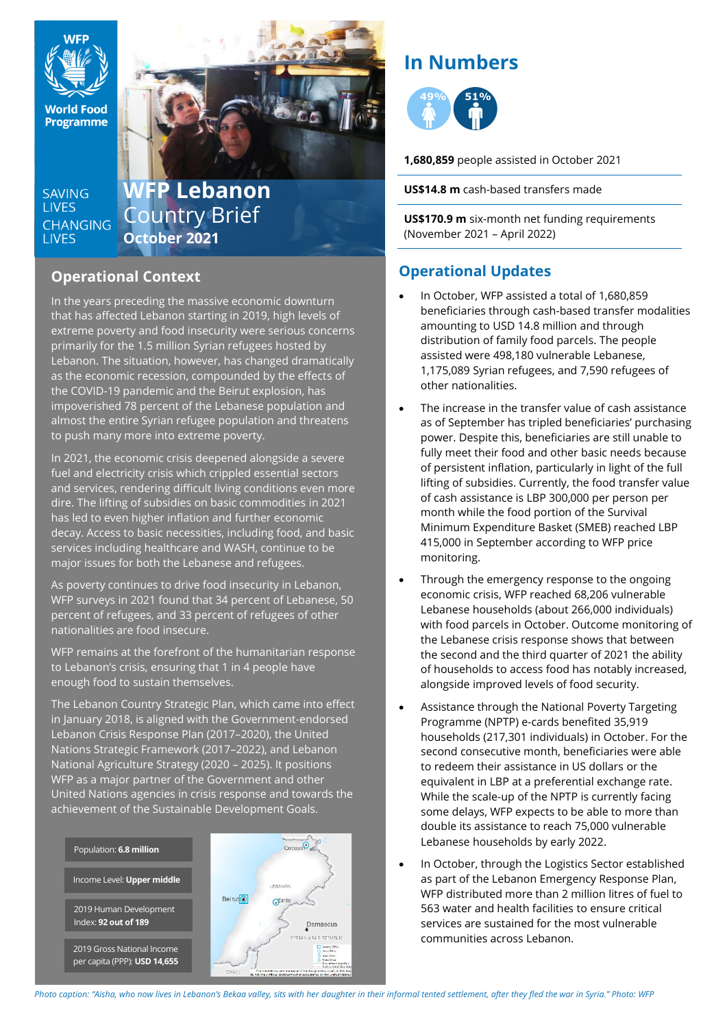# WFP Lebanon Country Brief
## October 2021

SAVING LIVES CHANGING LIVES

## Operational Context

In the years preceding the massive economic downturn that has affected Lebanon starting in 2019, high levels of extreme poverty and food insecurity were serious concerns primarily for the 1.5 million Syrian refugees hosted by Lebanon. The situation, however, has changed dramatically as the economic recession, compounded by the effects of the COVID-19 pandemic and the Beirut explosion, has impoverished 78 percent of the Lebanese population and almost the entire Syrian refugee population and threatens to push many more into extreme poverty.

In 2021, the economic crisis deepened alongside a severe fuel and electricity crisis which crippled essential sectors and services, rendering difficult living conditions even more dire. The lifting of subsidies on basic commodities in 2021 has led to even higher inflation and further economic decay. Access to basic necessities, including food, and basic services including healthcare and WASH, continue to be major issues for both the Lebanese and refugees.

As poverty continues to drive food insecurity in Lebanon, WFP surveys in 2021 found that 34 percent of Lebanese, 50 percent of refugees, and 33 percent of refugees of other nationalities are food insecure.

WFP remains at the forefront of the humanitarian response to Lebanon's crisis, ensuring that 1 in 4 people have enough food to sustain themselves.

The Lebanon Country Strategic Plan, which came into effect in January 2018, is aligned with the Government-endorsed Lebanon Crisis Response Plan (2017–2020), the United Nations Strategic Framework (2017–2022), and Lebanon National Agriculture Strategy (2020 – 2025). It positions WFP as a major partner of the Government and other United Nations agencies in crisis response and towards the achievement of the Sustainable Development Goals.

Population: **6.8 million**

Income Level: **Upper middle**

2019 Human Development Index: **92 out of 189**

2019 Gross National Income per capita (PPP): **USD 14,655**

## In Numbers

49% 51%

**1,680,859** people assisted in October 2021

**US$14.8 m** cash-based transfers made

**US$170.9 m** six-month net funding requirements (November 2021 – April 2022)

## Operational Updates

- In October, WFP assisted a total of 1,680,859 beneficiaries through cash-based transfer modalities amounting to USD 14.8 million and through distribution of family food parcels. The people assisted were 498,180 vulnerable Lebanese, 1,175,089 Syrian refugees, and 7,590 refugees of other nationalities.
- The increase in the transfer value of cash assistance as of September has tripled beneficiaries' purchasing power. Despite this, beneficiaries are still unable to fully meet their food and other basic needs because of persistent inflation, particularly in light of the full lifting of subsidies. Currently, the food transfer value of cash assistance is LBP 300,000 per person per month while the food portion of the Survival Minimum Expenditure Basket (SMEB) reached LBP 415,000 in September according to WFP price monitoring.
- Through the emergency response to the ongoing economic crisis, WFP reached 68,206 vulnerable Lebanese households (about 266,000 individuals) with food parcels in October. Outcome monitoring of the Lebanese crisis response shows that between the second and the third quarter of 2021 the ability of households to access food has notably increased, alongside improved levels of food security.
- Assistance through the National Poverty Targeting Programme (NPTP) e-cards benefited 35,919 households (217,301 individuals) in October. For the second consecutive month, beneficiaries were able to redeem their assistance in US dollars or the equivalent in LBP at a preferential exchange rate. While the scale-up of the NPTP is currently facing some delays, WFP expects to be able to more than double its assistance to reach 75,000 vulnerable Lebanese households by early 2022.
- In October, through the Logistics Sector established as part of the Lebanon Emergency Response Plan, WFP distributed more than 2 million litres of fuel to 563 water and health facilities to ensure critical services are sustained for the most vulnerable communities across Lebanon.

*Photo caption: "Aisha, who now lives in Lebanon's Bekaa valley, sits with her daughter in their informal tented settlement, after they fled the war in Syria." Photo: WFP*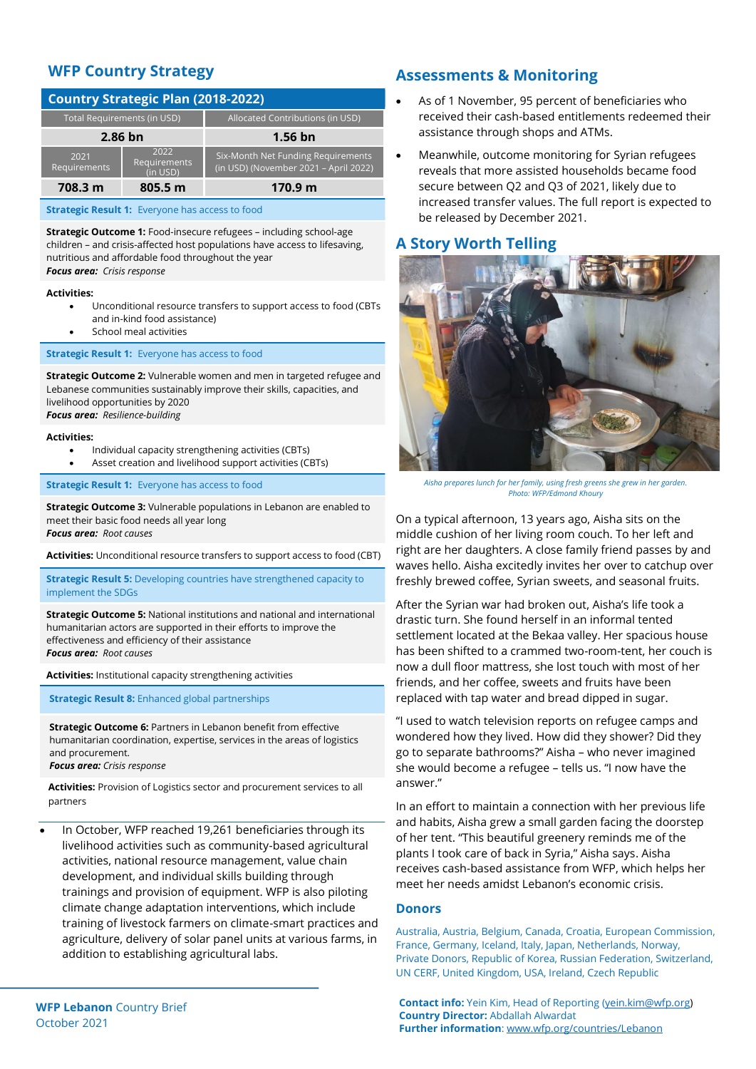## WFP Country Strategy

### Country Strategic Plan (2018-2022)

| Total Requirements (in USD) | | Allocated Contributions (in USD) |
|---|---|---|
| 2.86 bn | | 1.56 bn |
| 2021 Requirements | 2022 Requirements (in USD) | Six-Month Net Funding Requirements (in USD) (November 2021 – April 2022) |
| 708.3 m | 805.5 m | 170.9 m |

**Strategic Result 1:** Everyone has access to food

**Strategic Outcome 1:** Food-insecure refugees – including school-age children – and crisis-affected host populations have access to lifesaving, nutritious and affordable food throughout the year
***Focus area:*** *Crisis response*

**Activities:**

- Unconditional resource transfers to support access to food (CBTs and in-kind food assistance)
- School meal activities

**Strategic Result 1:** Everyone has access to food

**Strategic Outcome 2:** Vulnerable women and men in targeted refugee and Lebanese communities sustainably improve their skills, capacities, and livelihood opportunities by 2020
***Focus area:*** *Resilience-building*

**Activities:**

- Individual capacity strengthening activities (CBTs)
- Asset creation and livelihood support activities (CBTs)

**Strategic Result 1:** Everyone has access to food

**Strategic Outcome 3:** Vulnerable populations in Lebanon are enabled to meet their basic food needs all year long
***Focus area:*** *Root causes*

**Activities:** Unconditional resource transfers to support access to food (CBT)

**Strategic Result 5:** Developing countries have strengthened capacity to implement the SDGs

**Strategic Outcome 5:** National institutions and national and international humanitarian actors are supported in their efforts to improve the effectiveness and efficiency of their assistance
***Focus area:*** *Root causes*

**Activities:** Institutional capacity strengthening activities

**Strategic Result 8:** Enhanced global partnerships

**Strategic Outcome 6:** Partners in Lebanon benefit from effective humanitarian coordination, expertise, services in the areas of logistics and procurement.
***Focus area:*** *Crisis response*

**Activities:** Provision of Logistics sector and procurement services to all partners

- In October, WFP reached 19,261 beneficiaries through its livelihood activities such as community-based agricultural activities, national resource management, value chain development, and individual skills building through trainings and provision of equipment. WFP is also piloting climate change adaptation interventions, which include training of livestock farmers on climate-smart practices and agriculture, delivery of solar panel units at various farms, in addition to establishing agricultural labs.

## Assessments & Monitoring

- As of 1 November, 95 percent of beneficiaries who received their cash-based entitlements redeemed their assistance through shops and ATMs.
- Meanwhile, outcome monitoring for Syrian refugees reveals that more assisted households became food secure between Q2 and Q3 of 2021, likely due to increased transfer values. The full report is expected to be released by December 2021.

## A Story Worth Telling

*Aisha prepares lunch for her family, using fresh greens she grew in her garden. Photo: WFP/Edmond Khoury*

On a typical afternoon, 13 years ago, Aisha sits on the middle cushion of her living room couch. To her left and right are her daughters. A close family friend passes by and waves hello. Aisha excitedly invites her over to catchup over freshly brewed coffee, Syrian sweets, and seasonal fruits.

After the Syrian war had broken out, Aisha's life took a drastic turn. She found herself in an informal tented settlement located at the Bekaa valley. Her spacious house has been shifted to a crammed two-room-tent, her couch is now a dull floor mattress, she lost touch with most of her friends, and her coffee, sweets and fruits have been replaced with tap water and bread dipped in sugar.

"I used to watch television reports on refugee camps and wondered how they lived. How did they shower? Did they go to separate bathrooms?" Aisha – who never imagined she would become a refugee – tells us. "I now have the answer."

In an effort to maintain a connection with her previous life and habits, Aisha grew a small garden facing the doorstep of her tent. "This beautiful greenery reminds me of the plants I took care of back in Syria," Aisha says. Aisha receives cash-based assistance from WFP, which helps her meet her needs amidst Lebanon's economic crisis.

### Donors

Australia, Austria, Belgium, Canada, Croatia, European Commission, France, Germany, Iceland, Italy, Japan, Netherlands, Norway, Private Donors, Republic of Korea, Russian Federation, Switzerland, UN CERF, United Kingdom, USA, Ireland, Czech Republic

**Contact info:** Yein Kim, Head of Reporting (yein.kim@wfp.org)
**Country Director:** Abdallah Alwardat
**Further information**: www.wfp.org/countries/Lebanon